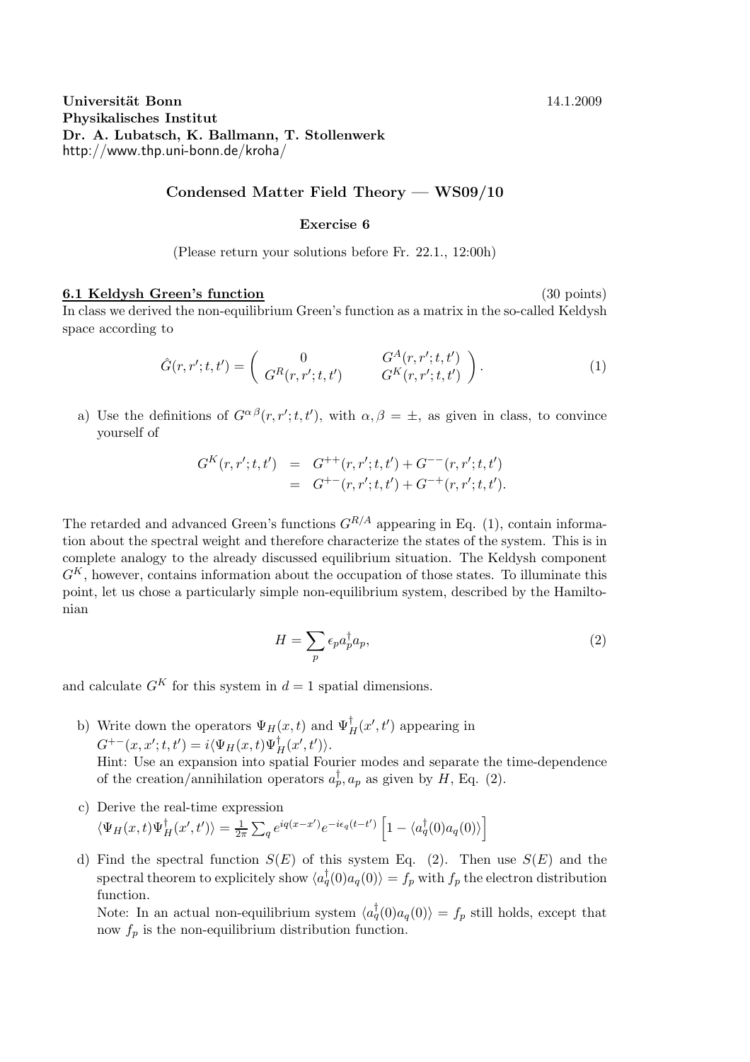**Universität Bonn** 14.1.2009
**Physikalisches Institut**
**Dr. A. Lubatsch, K. Ballmann, T. Stollenwerk**
http://www.thp.uni-bonn.de/kroha/

## Condensed Matter Field Theory — WS09/10

### Exercise 6

(Please return your solutions before Fr. 22.1., 12:00h)

**6.1 Keldysh Green's function** (30 points)

In class we derived the non-equilibrium Green's function as a matrix in the so-called Keldysh space according to

$$\hat{G}(r, r'; t, t') = \begin{pmatrix} 0 & G^A(r, r'; t, t') \\ G^R(r, r'; t, t') & G^K(r, r'; t, t') \end{pmatrix}. \tag{1}$$

a) Use the definitions of $G^{\alpha\beta}(r, r'; t, t')$, with $\alpha, \beta = \pm$, as given in class, to convince yourself of

$$\begin{aligned} G^K(r, r'; t, t') &= G^{++}(r, r'; t, t') + G^{--}(r, r'; t, t') \\ &= G^{+-}(r, r'; t, t') + G^{-+}(r, r'; t, t'). \end{aligned}$$

The retarded and advanced Green's functions $G^{R/A}$ appearing in Eq. (1), contain information about the spectral weight and therefore characterize the states of the system. This is in complete analogy to the already discussed equilibrium situation. The Keldysh component $G^K$, however, contains information about the occupation of those states. To illuminate this point, let us chose a particularly simple non-equilibrium system, described by the Hamiltonian

$$H = \sum_p \epsilon_p a_p^\dagger a_p, \tag{2}$$

and calculate $G^K$ for this system in $d = 1$ spatial dimensions.

b) Write down the operators $\Psi_H(x, t)$ and $\Psi_H^\dagger(x', t')$ appearing in $G^{+-}(x, x'; t, t') = i\langle \Psi_H(x, t)\Psi_H^\dagger(x', t')\rangle$.
Hint: Use an expansion into spatial Fourier modes and separate the time-dependence of the creation/annihilation operators $a_p^\dagger, a_p$ as given by $H$, Eq. (2).

c) Derive the real-time expression
$\langle \Psi_H(x, t)\Psi_H^\dagger(x', t')\rangle = \frac{1}{2\pi} \sum_q e^{iq(x-x')} e^{-i\epsilon_q(t-t')} \left[1 - \langle a_q^\dagger(0)a_q(0)\rangle\right]$

d) Find the spectral function $S(E)$ of this system Eq. (2). Then use $S(E)$ and the spectral theorem to explicitely show $\langle a_q^\dagger(0)a_q(0)\rangle = f_p$ with $f_p$ the electron distribution function.
Note: In an actual non-equilibrium system $\langle a_q^\dagger(0)a_q(0)\rangle = f_p$ still holds, except that now $f_p$ is the non-equilibrium distribution function.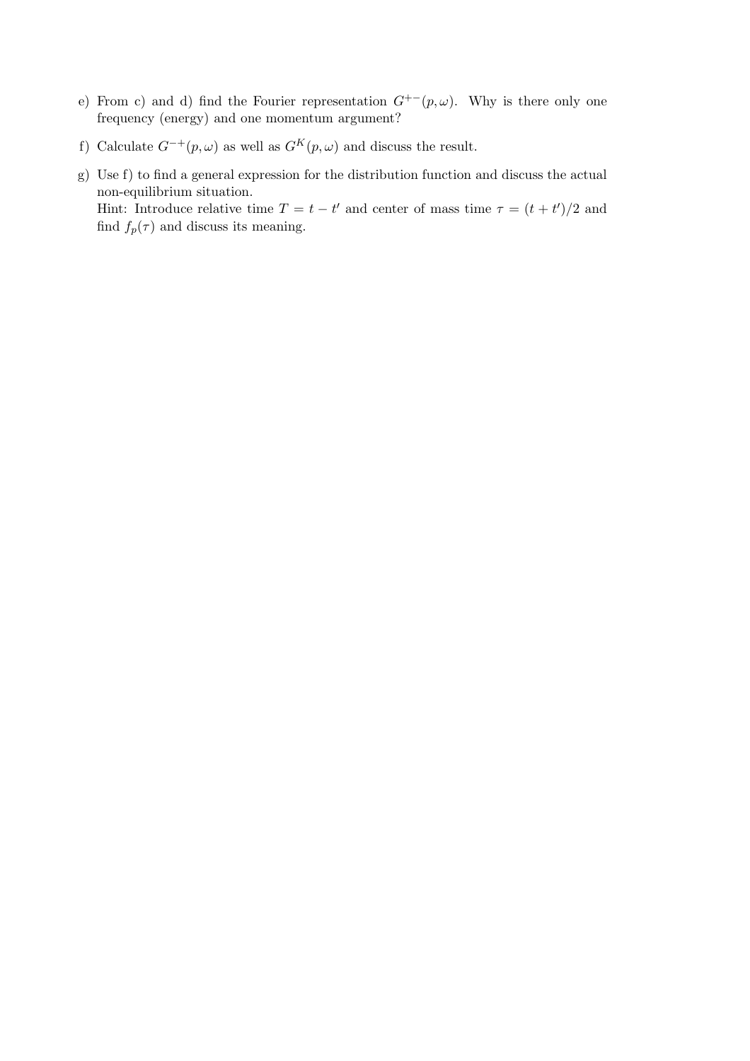e) From c) and d) find the Fourier representation $G^{+-}(p, \omega)$. Why is there only one frequency (energy) and one momentum argument?

f) Calculate $G^{-+}(p, \omega)$ as well as $G^K(p, \omega)$ and discuss the result.

g) Use f) to find a general expression for the distribution function and discuss the actual non-equilibrium situation.
Hint: Introduce relative time $T = t - t'$ and center of mass time $\tau = (t + t')/2$ and find $f_p(\tau)$ and discuss its meaning.